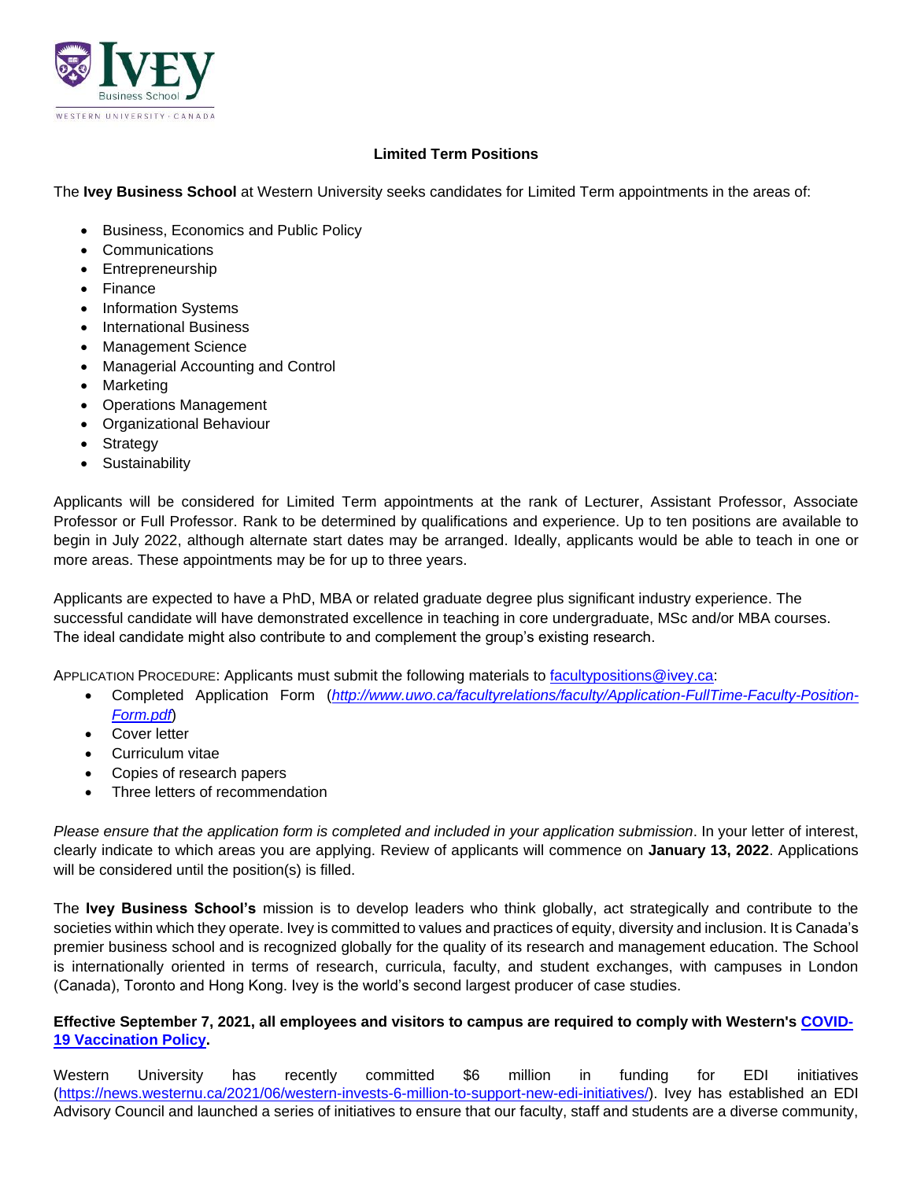### Limited Term Positions

The **Ivey Business School** at Western University seeks candidates for Limited Term appointments in the areas of:

- Business, Economics and Public Policy
- Communications
- Entrepreneurship
- Finance
- Information Systems
- International Business
- Management Science
- Managerial Accounting and Control
- Marketing
- Operations Management
- Organizational Behaviour
- Strategy
- Sustainability

Applicants will be considered for Limited Term appointments at the rank of Lecturer, Assistant Professor, Associate Professor or Full Professor. Rank to be determined by qualifications and experience. Up to ten positions are available to begin in July 2022, although alternate start dates may be arranged. Ideally, applicants would be able to teach in one or more areas. These appointments may be for up to three years.

Applicants are expected to have a PhD, MBA or related graduate degree plus significant industry experience. The successful candidate will have demonstrated excellence in teaching in core undergraduate, MSc and/or MBA courses. The ideal candidate might also contribute to and complement the group's existing research.

APPLICATION PROCEDURE: Applicants must submit the following materials to facultypositions@ivey.ca:

- Completed Application Form (*http://www.uwo.ca/facultyrelations/faculty/Application-FullTime-Faculty-Position-Form.pdf*)
- Cover letter
- Curriculum vitae
- Copies of research papers
- Three letters of recommendation

*Please ensure that the application form is completed and included in your application submission*. In your letter of interest, clearly indicate to which areas you are applying. Review of applicants will commence on **January 13, 2022**. Applications will be considered until the position(s) is filled.

The **Ivey Business School's** mission is to develop leaders who think globally, act strategically and contribute to the societies within which they operate. Ivey is committed to values and practices of equity, diversity and inclusion. It is Canada's premier business school and is recognized globally for the quality of its research and management education. The School is internationally oriented in terms of research, curricula, faculty, and student exchanges, with campuses in London (Canada), Toronto and Hong Kong. Ivey is the world's second largest producer of case studies.

**Effective September 7, 2021, all employees and visitors to campus are required to comply with Western's COVID-19 Vaccination Policy.**

Western University has recently committed $6 million in funding for EDI initiatives (https://news.westernu.ca/2021/06/western-invests-6-million-to-support-new-edi-initiatives/). Ivey has established an EDI Advisory Council and launched a series of initiatives to ensure that our faculty, staff and students are a diverse community,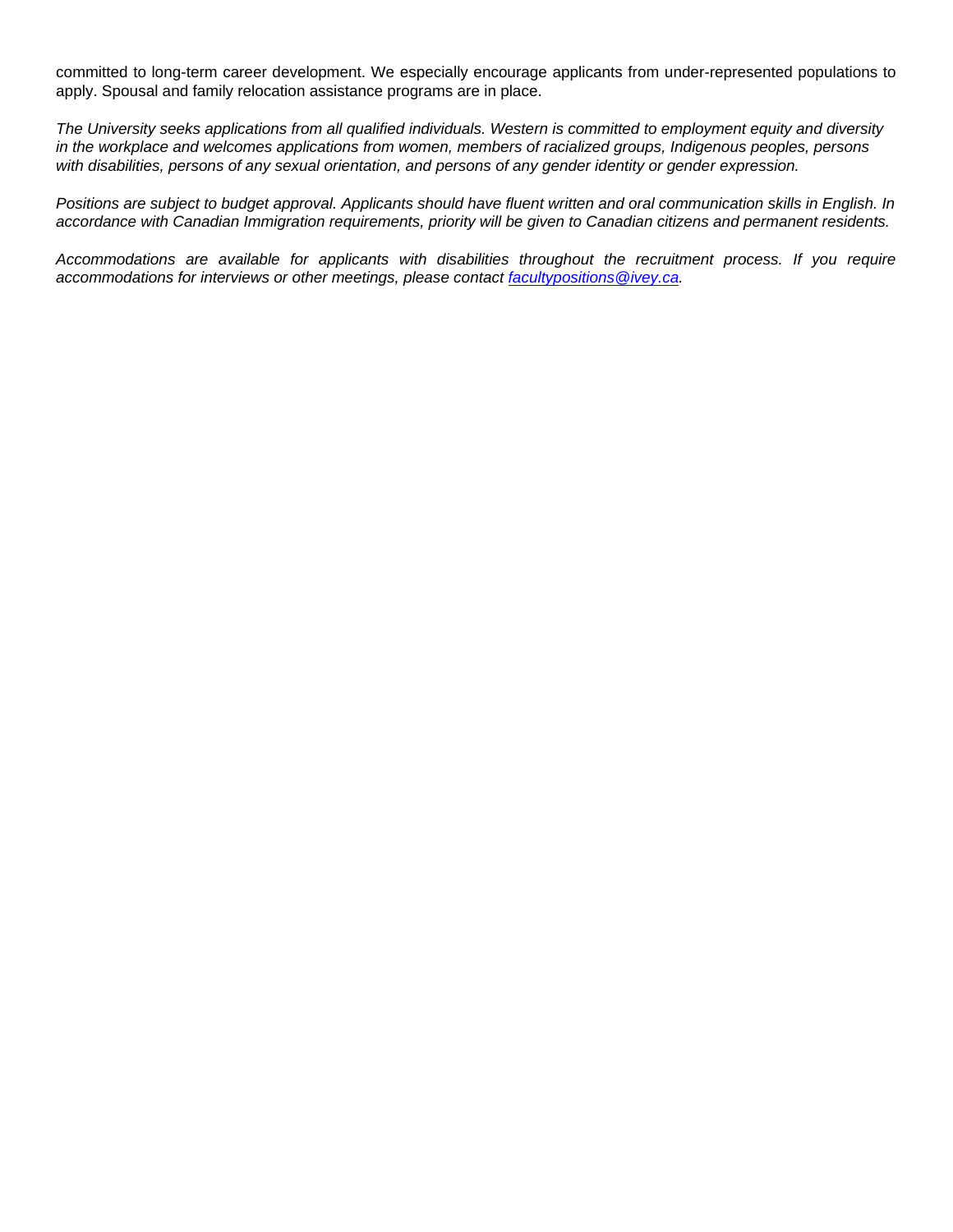committed to long-term career development. We especially encourage applicants from under-represented populations to apply. Spousal and family relocation assistance programs are in place.

*The University seeks applications from all qualified individuals. Western is committed to employment equity and diversity in the workplace and welcomes applications from women, members of racialized groups, Indigenous peoples, persons with disabilities, persons of any sexual orientation, and persons of any gender identity or gender expression.*

*Positions are subject to budget approval. Applicants should have fluent written and oral communication skills in English. In accordance with Canadian Immigration requirements, priority will be given to Canadian citizens and permanent residents.*

*Accommodations are available for applicants with disabilities throughout the recruitment process. If you require accommodations for interviews or other meetings, please contact [facultypositions@ivey.ca](mailto:facultypositions@ivey.ca).*